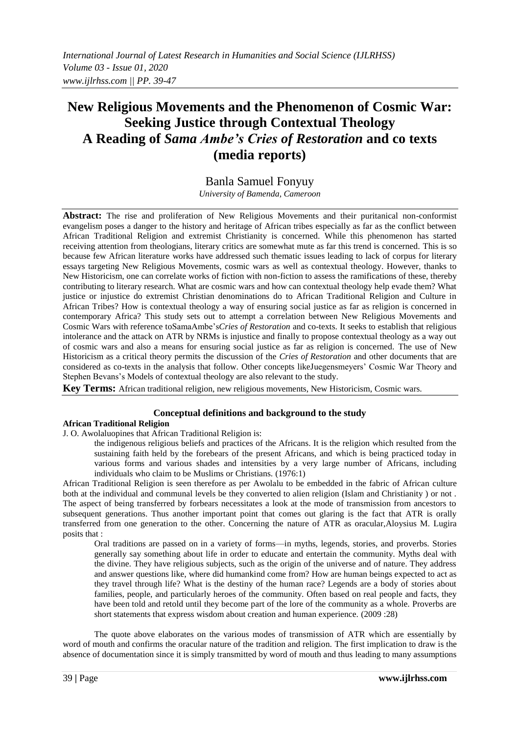# New Religious Movements and the Phenomenon of Cosmic War: Seeking Justice through Contextual Theology A Reading of *Sama Ambe's Cries of Restoration* and co texts (media reports)

Banla Samuel Fonyuy

*University of Bamenda, Cameroon*

**Abstract:** The rise and proliferation of New Religious Movements and their puritanical non-conformist evangelism poses a danger to the history and heritage of African tribes especially as far as the conflict between African Traditional Religion and extremist Christianity is concerned. While this phenomenon has started receiving attention from theologians, literary critics are somewhat mute as far this trend is concerned. This is so because few African literature works have addressed such thematic issues leading to lack of corpus for literary essays targeting New Religious Movements, cosmic wars as well as contextual theology. However, thanks to New Historicism, one can correlate works of fiction with non-fiction to assess the ramifications of these, thereby contributing to literary research. What are cosmic wars and how can contextual theology help evade them? What justice or injustice do extremist Christian denominations do to African Traditional Religion and Culture in African Tribes? How is contextual theology a way of ensuring social justice as far as religion is concerned in contemporary Africa? This study sets out to attempt a correlation between New Religious Movements and Cosmic Wars with reference toSamaAmbe's*Cries of Restoration* and co-texts. It seeks to establish that religious intolerance and the attack on ATR by NRMs is injustice and finally to propose contextual theology as a way out of cosmic wars and also a means for ensuring social justice as far as religion is concerned. The use of New Historicism as a critical theory permits the discussion of the *Cries of Restoration* and other documents that are considered as co-texts in the analysis that follow. Other concepts likeJuegensmeyers' Cosmic War Theory and Stephen Bevans's Models of contextual theology are also relevant to the study.

**Key Terms:** African traditional religion, new religious movements, New Historicism, Cosmic wars.

## Conceptual definitions and background to the study

### African Traditional Religion

J. O. Awolaluopines that African Traditional Religion is:

> the indigenous religious beliefs and practices of the Africans. It is the religion which resulted from the sustaining faith held by the forebears of the present Africans, and which is being practiced today in various forms and various shades and intensities by a very large number of Africans, including individuals who claim to be Muslims or Christians. (1976:1)

African Traditional Religion is seen therefore as per Awolalu to be embedded in the fabric of African culture both at the individual and communal levels be they converted to alien religion (Islam and Christianity ) or not . The aspect of being transferred by forbears necessitates a look at the mode of transmission from ancestors to subsequent generations. Thus another important point that comes out glaring is the fact that ATR is orally transferred from one generation to the other. Concerning the nature of ATR as oracular,Aloysius M. Lugira posits that :

> Oral traditions are passed on in a variety of forms—in myths, legends, stories, and proverbs. Stories generally say something about life in order to educate and entertain the community. Myths deal with the divine. They have religious subjects, such as the origin of the universe and of nature. They address and answer questions like, where did humankind come from? How are human beings expected to act as they travel through life? What is the destiny of the human race? Legends are a body of stories about families, people, and particularly heroes of the community. Often based on real people and facts, they have been told and retold until they become part of the lore of the community as a whole. Proverbs are short statements that express wisdom about creation and human experience. (2009 :28)

The quote above elaborates on the various modes of transmission of ATR which are essentially by word of mouth and confirms the oracular nature of the tradition and religion. The first implication to draw is the absence of documentation since it is simply transmitted by word of mouth and thus leading to many assumptions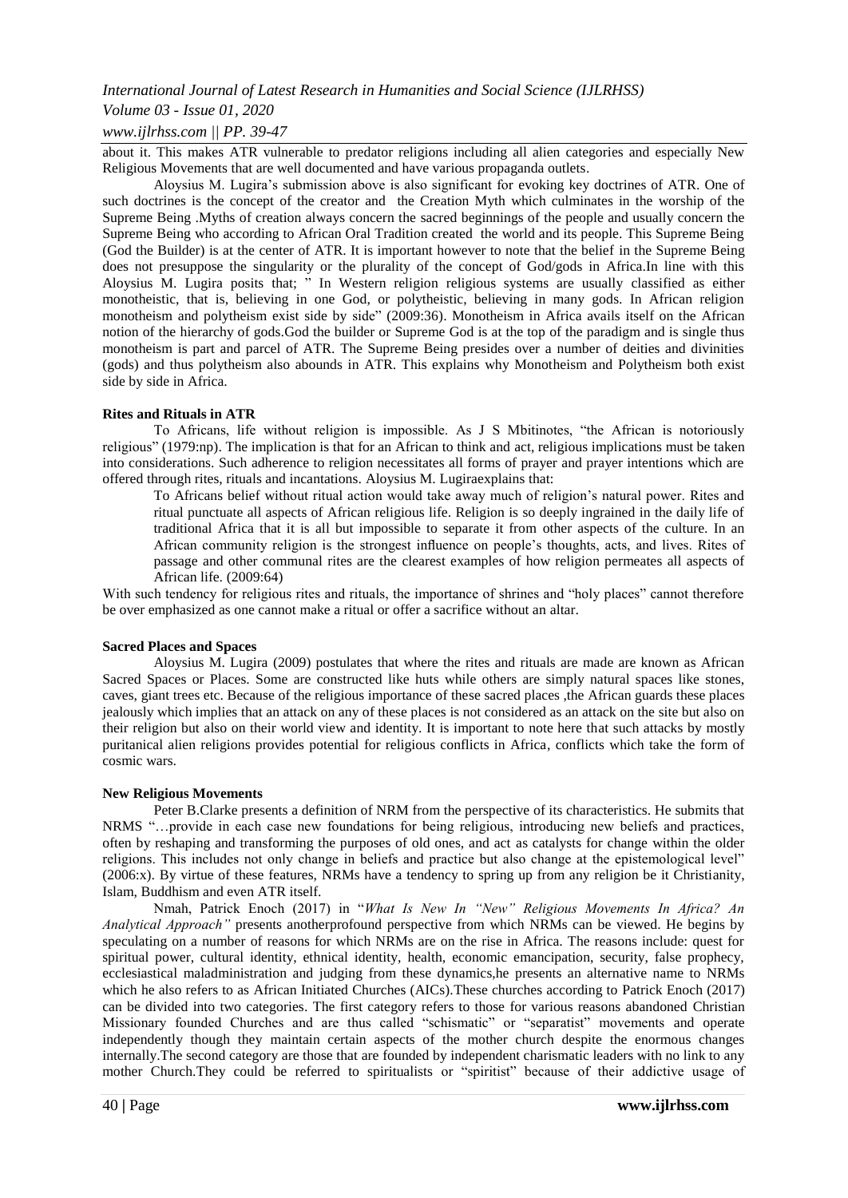about it. This makes ATR vulnerable to predator religions including all alien categories and especially New Religious Movements that are well documented and have various propaganda outlets.

Aloysius M. Lugira's submission above is also significant for evoking key doctrines of ATR. One of such doctrines is the concept of the creator and the Creation Myth which culminates in the worship of the Supreme Being .Myths of creation always concern the sacred beginnings of the people and usually concern the Supreme Being who according to African Oral Tradition created the world and its people. This Supreme Being (God the Builder) is at the center of ATR. It is important however to note that the belief in the Supreme Being does not presuppose the singularity or the plurality of the concept of God/gods in Africa.In line with this Aloysius M. Lugira posits that; " In Western religion religious systems are usually classified as either monotheistic, that is, believing in one God, or polytheistic, believing in many gods. In African religion monotheism and polytheism exist side by side" (2009:36). Monotheism in Africa avails itself on the African notion of the hierarchy of gods.God the builder or Supreme God is at the top of the paradigm and is single thus monotheism is part and parcel of ATR. The Supreme Being presides over a number of deities and divinities (gods) and thus polytheism also abounds in ATR. This explains why Monotheism and Polytheism both exist side by side in Africa.

### Rites and Rituals in ATR

To Africans, life without religion is impossible. As J S Mbitinotes, "the African is notoriously religious" (1979:np). The implication is that for an African to think and act, religious implications must be taken into considerations. Such adherence to religion necessitates all forms of prayer and prayer intentions which are offered through rites, rituals and incantations. Aloysius M. Lugiraexplains that:

> To Africans belief without ritual action would take away much of religion's natural power. Rites and ritual punctuate all aspects of African religious life. Religion is so deeply ingrained in the daily life of traditional Africa that it is all but impossible to separate it from other aspects of the culture. In an African community religion is the strongest influence on people's thoughts, acts, and lives. Rites of passage and other communal rites are the clearest examples of how religion permeates all aspects of African life. (2009:64)

With such tendency for religious rites and rituals, the importance of shrines and "holy places" cannot therefore be over emphasized as one cannot make a ritual or offer a sacrifice without an altar.

### Sacred Places and Spaces

Aloysius M. Lugira (2009) postulates that where the rites and rituals are made are known as African Sacred Spaces or Places. Some are constructed like huts while others are simply natural spaces like stones, caves, giant trees etc. Because of the religious importance of these sacred places ,the African guards these places jealously which implies that an attack on any of these places is not considered as an attack on the site but also on their religion but also on their world view and identity. It is important to note here that such attacks by mostly puritanical alien religions provides potential for religious conflicts in Africa, conflicts which take the form of cosmic wars.

### New Religious Movements

Peter B.Clarke presents a definition of NRM from the perspective of its characteristics. He submits that NRMS "…provide in each case new foundations for being religious, introducing new beliefs and practices, often by reshaping and transforming the purposes of old ones, and act as catalysts for change within the older religions. This includes not only change in beliefs and practice but also change at the epistemological level" (2006:x). By virtue of these features, NRMs have a tendency to spring up from any religion be it Christianity, Islam, Buddhism and even ATR itself.

Nmah, Patrick Enoch (2017) in "*What Is New In "New" Religious Movements In Africa? An Analytical Approach"* presents anotherprofound perspective from which NRMs can be viewed. He begins by speculating on a number of reasons for which NRMs are on the rise in Africa. The reasons include: quest for spiritual power, cultural identity, ethnical identity, health, economic emancipation, security, false prophecy, ecclesiastical maladministration and judging from these dynamics,he presents an alternative name to NRMs which he also refers to as African Initiated Churches (AICs).These churches according to Patrick Enoch (2017) can be divided into two categories. The first category refers to those for various reasons abandoned Christian Missionary founded Churches and are thus called "schismatic" or "separatist" movements and operate independently though they maintain certain aspects of the mother church despite the enormous changes internally.The second category are those that are founded by independent charismatic leaders with no link to any mother Church.They could be referred to spiritualists or "spiritist" because of their addictive usage of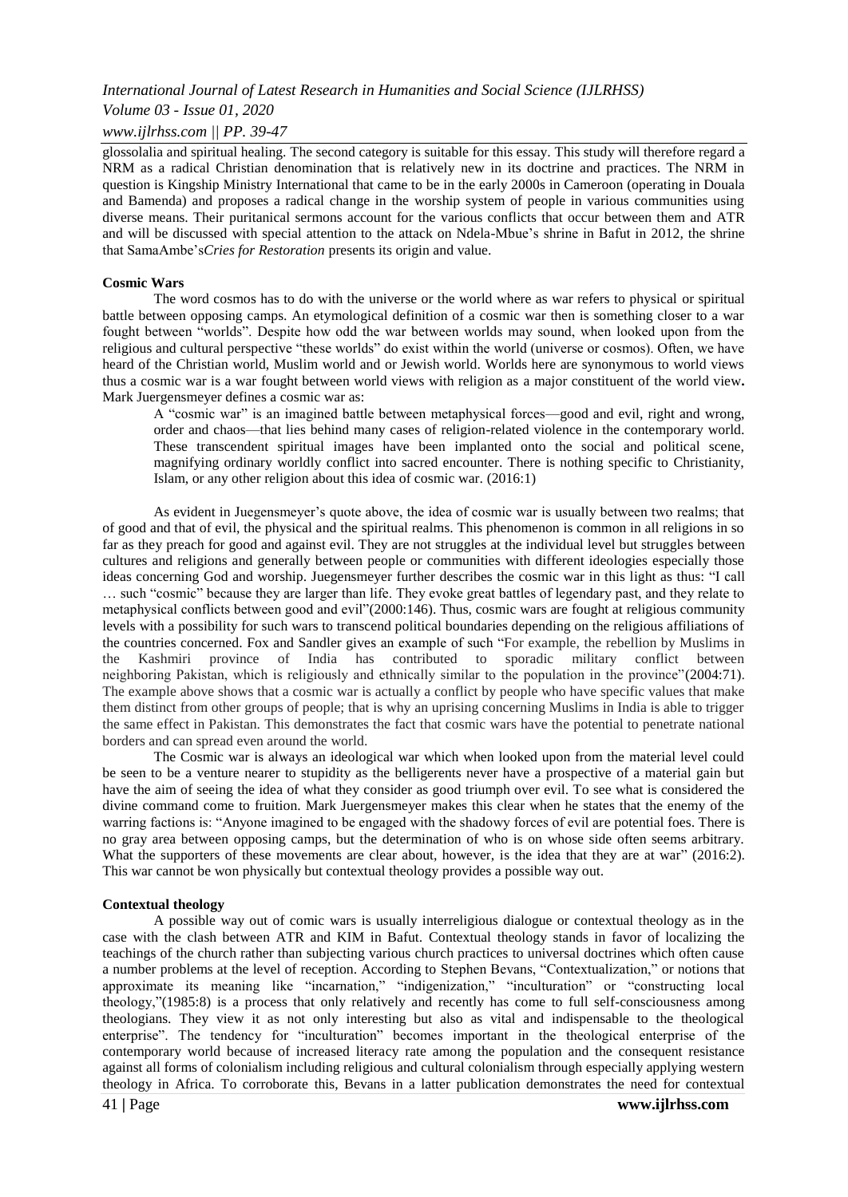glossolalia and spiritual healing. The second category is suitable for this essay. This study will therefore regard a NRM as a radical Christian denomination that is relatively new in its doctrine and practices. The NRM in question is Kingship Ministry International that came to be in the early 2000s in Cameroon (operating in Douala and Bamenda) and proposes a radical change in the worship system of people in various communities using diverse means. Their puritanical sermons account for the various conflicts that occur between them and ATR and will be discussed with special attention to the attack on Ndela-Mbue's shrine in Bafut in 2012, the shrine that SamaAmbe's*Cries for Restoration* presents its origin and value.

## Cosmic Wars

The word cosmos has to do with the universe or the world where as war refers to physical or spiritual battle between opposing camps. An etymological definition of a cosmic war then is something closer to a war fought between "worlds". Despite how odd the war between worlds may sound, when looked upon from the religious and cultural perspective "these worlds" do exist within the world (universe or cosmos). Often, we have heard of the Christian world, Muslim world and or Jewish world. Worlds here are synonymous to world views thus a cosmic war is a war fought between world views with religion as a major constituent of the world view**.** Mark Juergensmeyer defines a cosmic war as:

> A "cosmic war" is an imagined battle between metaphysical forces—good and evil, right and wrong, order and chaos—that lies behind many cases of religion-related violence in the contemporary world. These transcendent spiritual images have been implanted onto the social and political scene, magnifying ordinary worldly conflict into sacred encounter. There is nothing specific to Christianity, Islam, or any other religion about this idea of cosmic war. (2016:1)

As evident in Juegensmeyer's quote above, the idea of cosmic war is usually between two realms; that of good and that of evil, the physical and the spiritual realms. This phenomenon is common in all religions in so far as they preach for good and against evil. They are not struggles at the individual level but struggles between cultures and religions and generally between people or communities with different ideologies especially those ideas concerning God and worship. Juegensmeyer further describes the cosmic war in this light as thus: "I call … such "cosmic" because they are larger than life. They evoke great battles of legendary past, and they relate to metaphysical conflicts between good and evil"(2000:146). Thus, cosmic wars are fought at religious community levels with a possibility for such wars to transcend political boundaries depending on the religious affiliations of the countries concerned. Fox and Sandler gives an example of such "For example, the rebellion by Muslims in the Kashmiri province of India has contributed to sporadic military conflict between neighboring Pakistan, which is religiously and ethnically similar to the population in the province"(2004:71). The example above shows that a cosmic war is actually a conflict by people who have specific values that make them distinct from other groups of people; that is why an uprising concerning Muslims in India is able to trigger the same effect in Pakistan. This demonstrates the fact that cosmic wars have the potential to penetrate national borders and can spread even around the world.

The Cosmic war is always an ideological war which when looked upon from the material level could be seen to be a venture nearer to stupidity as the belligerents never have a prospective of a material gain but have the aim of seeing the idea of what they consider as good triumph over evil. To see what is considered the divine command come to fruition. Mark Juergensmeyer makes this clear when he states that the enemy of the warring factions is: "Anyone imagined to be engaged with the shadowy forces of evil are potential foes. There is no gray area between opposing camps, but the determination of who is on whose side often seems arbitrary. What the supporters of these movements are clear about, however, is the idea that they are at war" (2016:2). This war cannot be won physically but contextual theology provides a possible way out.

## Contextual theology

A possible way out of comic wars is usually interreligious dialogue or contextual theology as in the case with the clash between ATR and KIM in Bafut. Contextual theology stands in favor of localizing the teachings of the church rather than subjecting various church practices to universal doctrines which often cause a number problems at the level of reception. According to Stephen Bevans, "Contextualization," or notions that approximate its meaning like "incarnation," "indigenization," "inculturation" or "constructing local theology,"(1985:8) is a process that only relatively and recently has come to full self-consciousness among theologians. They view it as not only interesting but also as vital and indispensable to the theological enterprise". The tendency for "inculturation" becomes important in the theological enterprise of the contemporary world because of increased literacy rate among the population and the consequent resistance against all forms of colonialism including religious and cultural colonialism through especially applying western theology in Africa. To corroborate this, Bevans in a latter publication demonstrates the need for contextual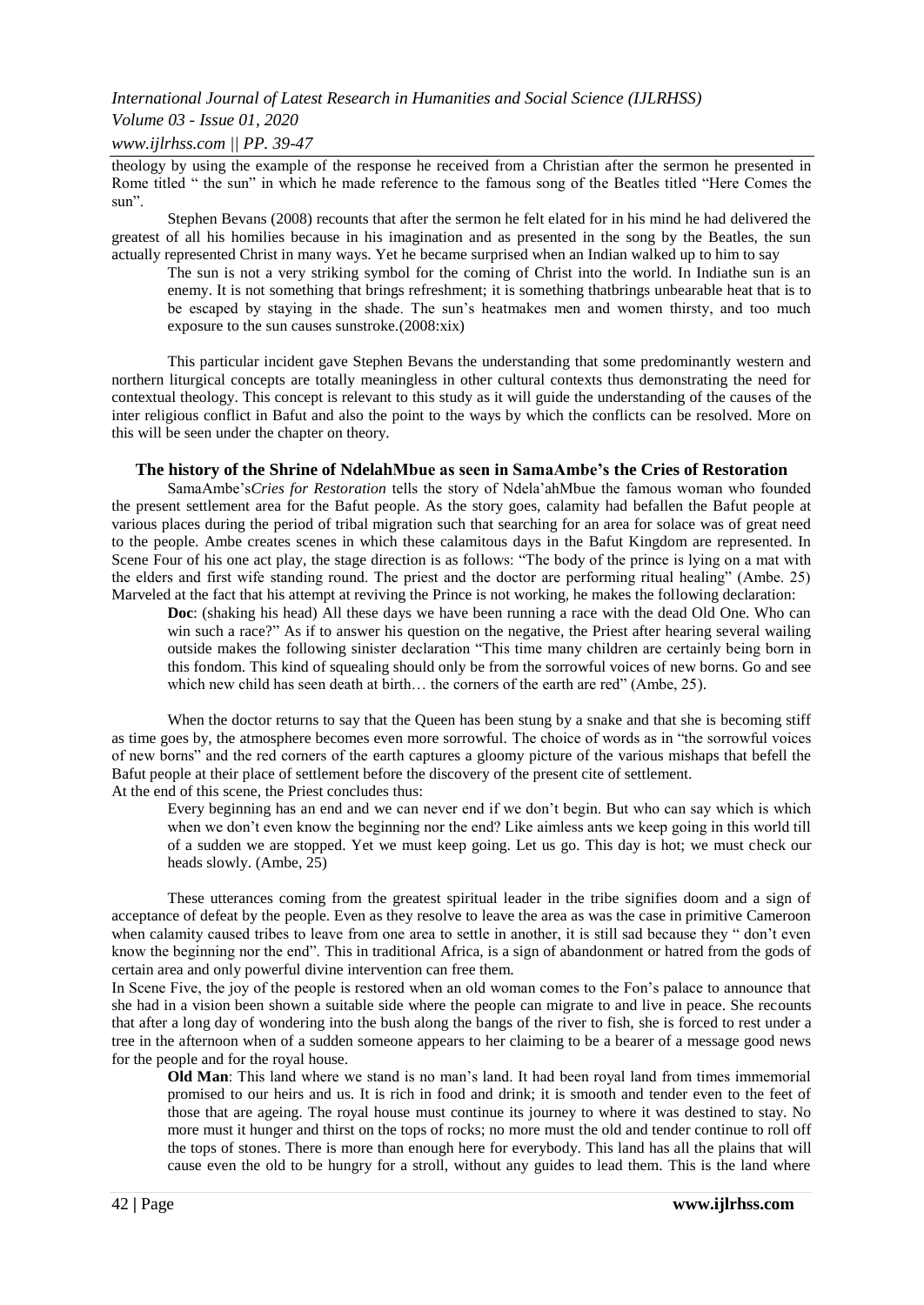theology by using the example of the response he received from a Christian after the sermon he presented in Rome titled " the sun" in which he made reference to the famous song of the Beatles titled "Here Comes the sun".

Stephen Bevans (2008) recounts that after the sermon he felt elated for in his mind he had delivered the greatest of all his homilies because in his imagination and as presented in the song by the Beatles, the sun actually represented Christ in many ways. Yet he became surprised when an Indian walked up to him to say

> The sun is not a very striking symbol for the coming of Christ into the world. In Indiathe sun is an enemy. It is not something that brings refreshment; it is something thatbrings unbearable heat that is to be escaped by staying in the shade. The sun's heatmakes men and women thirsty, and too much exposure to the sun causes sunstroke.(2008:xix)

This particular incident gave Stephen Bevans the understanding that some predominantly western and northern liturgical concepts are totally meaningless in other cultural contexts thus demonstrating the need for contextual theology. This concept is relevant to this study as it will guide the understanding of the causes of the inter religious conflict in Bafut and also the point to the ways by which the conflicts can be resolved. More on this will be seen under the chapter on theory.

## The history of the Shrine of NdelahMbue as seen in SamaAmbe's the Cries of Restoration

SamaAmbe's*Cries for Restoration* tells the story of Ndela'ahMbue the famous woman who founded the present settlement area for the Bafut people. As the story goes, calamity had befallen the Bafut people at various places during the period of tribal migration such that searching for an area for solace was of great need to the people. Ambe creates scenes in which these calamitous days in the Bafut Kingdom are represented. In Scene Four of his one act play, the stage direction is as follows: "The body of the prince is lying on a mat with the elders and first wife standing round. The priest and the doctor are performing ritual healing" (Ambe. 25) Marveled at the fact that his attempt at reviving the Prince is not working, he makes the following declaration:

> **Doc**: (shaking his head) All these days we have been running a race with the dead Old One. Who can win such a race?" As if to answer his question on the negative, the Priest after hearing several wailing outside makes the following sinister declaration "This time many children are certainly being born in this fondom. This kind of squealing should only be from the sorrowful voices of new borns. Go and see which new child has seen death at birth… the corners of the earth are red" (Ambe, 25).

When the doctor returns to say that the Queen has been stung by a snake and that she is becoming stiff as time goes by, the atmosphere becomes even more sorrowful. The choice of words as in "the sorrowful voices of new borns" and the red corners of the earth captures a gloomy picture of the various mishaps that befell the Bafut people at their place of settlement before the discovery of the present cite of settlement.

At the end of this scene, the Priest concludes thus:

> Every beginning has an end and we can never end if we don't begin. But who can say which is which when we don't even know the beginning nor the end? Like aimless ants we keep going in this world till of a sudden we are stopped. Yet we must keep going. Let us go. This day is hot; we must check our heads slowly. (Ambe, 25)

These utterances coming from the greatest spiritual leader in the tribe signifies doom and a sign of acceptance of defeat by the people. Even as they resolve to leave the area as was the case in primitive Cameroon when calamity caused tribes to leave from one area to settle in another, it is still sad because they " don't even know the beginning nor the end". This in traditional Africa, is a sign of abandonment or hatred from the gods of certain area and only powerful divine intervention can free them.

In Scene Five, the joy of the people is restored when an old woman comes to the Fon's palace to announce that she had in a vision been shown a suitable side where the people can migrate to and live in peace. She recounts that after a long day of wondering into the bush along the bangs of the river to fish, she is forced to rest under a tree in the afternoon when of a sudden someone appears to her claiming to be a bearer of a message good news for the people and for the royal house.

> **Old Man**: This land where we stand is no man's land. It had been royal land from times immemorial promised to our heirs and us. It is rich in food and drink; it is smooth and tender even to the feet of those that are ageing. The royal house must continue its journey to where it was destined to stay. No more must it hunger and thirst on the tops of rocks; no more must the old and tender continue to roll off the tops of stones. There is more than enough here for everybody. This land has all the plains that will cause even the old to be hungry for a stroll, without any guides to lead them. This is the land where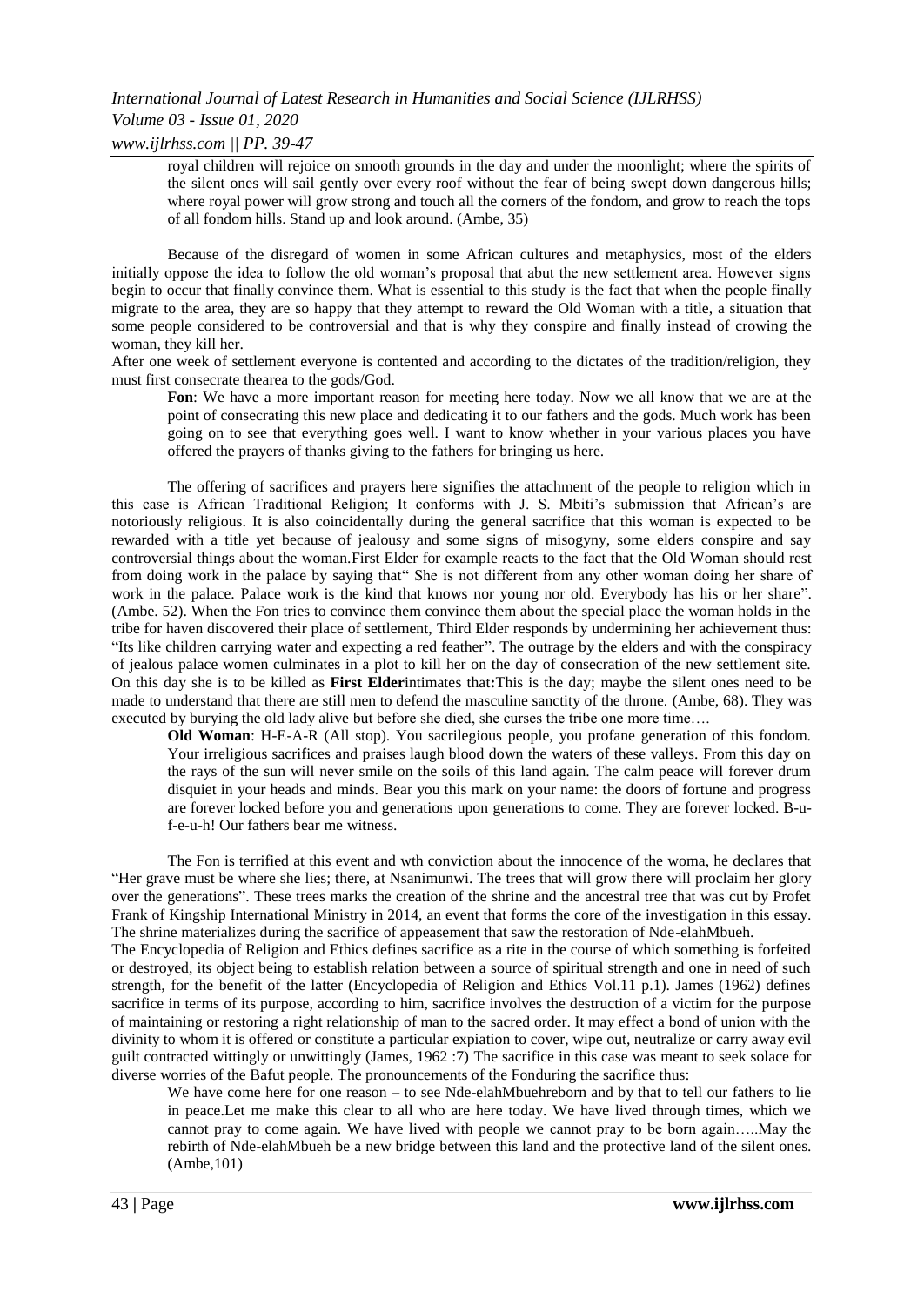royal children will rejoice on smooth grounds in the day and under the moonlight; where the spirits of the silent ones will sail gently over every roof without the fear of being swept down dangerous hills; where royal power will grow strong and touch all the corners of the fondom, and grow to reach the tops of all fondom hills. Stand up and look around. (Ambe, 35)

Because of the disregard of women in some African cultures and metaphysics, most of the elders initially oppose the idea to follow the old woman's proposal that abut the new settlement area. However signs begin to occur that finally convince them. What is essential to this study is the fact that when the people finally migrate to the area, they are so happy that they attempt to reward the Old Woman with a title, a situation that some people considered to be controversial and that is why they conspire and finally instead of crowing the woman, they kill her.

After one week of settlement everyone is contented and according to the dictates of the tradition/religion, they must first consecrate thearea to the gods/God.

> **Fon**: We have a more important reason for meeting here today. Now we all know that we are at the point of consecrating this new place and dedicating it to our fathers and the gods. Much work has been going on to see that everything goes well. I want to know whether in your various places you have offered the prayers of thanks giving to the fathers for bringing us here.

The offering of sacrifices and prayers here signifies the attachment of the people to religion which in this case is African Traditional Religion; It conforms with J. S. Mbiti's submission that African's are notoriously religious. It is also coincidentally during the general sacrifice that this woman is expected to be rewarded with a title yet because of jealousy and some signs of misogyny, some elders conspire and say controversial things about the woman.First Elder for example reacts to the fact that the Old Woman should rest from doing work in the palace by saying that" She is not different from any other woman doing her share of work in the palace. Palace work is the kind that knows nor young nor old. Everybody has his or her share". (Ambe. 52). When the Fon tries to convince them convince them about the special place the woman holds in the tribe for haven discovered their place of settlement, Third Elder responds by undermining her achievement thus: "Its like children carrying water and expecting a red feather". The outrage by the elders and with the conspiracy of jealous palace women culminates in a plot to kill her on the day of consecration of the new settlement site. On this day she is to be killed as **First Elder**intimates that**:**This is the day; maybe the silent ones need to be made to understand that there are still men to defend the masculine sanctity of the throne. (Ambe, 68). They was executed by burying the old lady alive but before she died, she curses the tribe one more time….

> **Old Woman**: H-E-A-R (All stop). You sacrilegious people, you profane generation of this fondom. Your irreligious sacrifices and praises laugh blood down the waters of these valleys. From this day on the rays of the sun will never smile on the soils of this land again. The calm peace will forever drum disquiet in your heads and minds. Bear you this mark on your name: the doors of fortune and progress are forever locked before you and generations upon generations to come. They are forever locked. B-u-f-e-u-h! Our fathers bear me witness.

The Fon is terrified at this event and wth conviction about the innocence of the woma, he declares that "Her grave must be where she lies; there, at Nsanimunwi. The trees that will grow there will proclaim her glory over the generations". These trees marks the creation of the shrine and the ancestral tree that was cut by Profet Frank of Kingship International Ministry in 2014, an event that forms the core of the investigation in this essay. The shrine materializes during the sacrifice of appeasement that saw the restoration of Nde-elahMbueh.

The Encyclopedia of Religion and Ethics defines sacrifice as a rite in the course of which something is forfeited or destroyed, its object being to establish relation between a source of spiritual strength and one in need of such strength, for the benefit of the latter (Encyclopedia of Religion and Ethics Vol.11 p.1). James (1962) defines sacrifice in terms of its purpose, according to him, sacrifice involves the destruction of a victim for the purpose of maintaining or restoring a right relationship of man to the sacred order. It may effect a bond of union with the divinity to whom it is offered or constitute a particular expiation to cover, wipe out, neutralize or carry away evil guilt contracted wittingly or unwittingly (James, 1962 :7) The sacrifice in this case was meant to seek solace for diverse worries of the Bafut people. The pronouncements of the Fonduring the sacrifice thus:

> We have come here for one reason – to see Nde-elahMbuehreborn and by that to tell our fathers to lie in peace.Let me make this clear to all who are here today. We have lived through times, which we cannot pray to come again. We have lived with people we cannot pray to be born again…..May the rebirth of Nde-elahMbueh be a new bridge between this land and the protective land of the silent ones. (Ambe,101)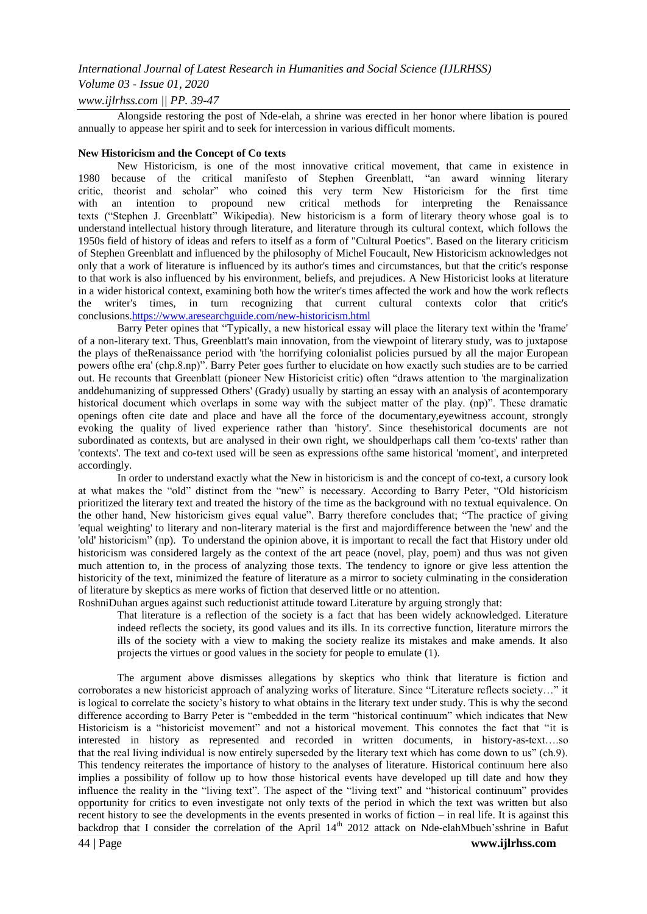Alongside restoring the post of Nde-elah, a shrine was erected in her honor where libation is poured annually to appease her spirit and to seek for intercession in various difficult moments.

**New Historicism and the Concept of Co texts**

New Historicism, is one of the most innovative critical movement, that came in existence in 1980 because of the critical manifesto of Stephen Greenblatt, "an award winning literary critic, theorist and scholar" who coined this very term New Historicism for the first time with an intention to propound new critical methods for interpreting the Renaissance texts ("Stephen J. Greenblatt" Wikipedia). New historicism is a form of literary theory whose goal is to understand intellectual history through literature, and literature through its cultural context, which follows the 1950s field of history of ideas and refers to itself as a form of "Cultural Poetics". Based on the literary criticism of Stephen Greenblatt and influenced by the philosophy of Michel Foucault, New Historicism acknowledges not only that a work of literature is influenced by its author's times and circumstances, but that the critic's response to that work is also influenced by his environment, beliefs, and prejudices. A New Historicist looks at literature in a wider historical context, examining both how the writer's times affected the work and how the work reflects the writer's times, in turn recognizing that current cultural contexts color that critic's conclusions.https://www.aresearchguide.com/new-historicism.html

Barry Peter opines that "Typically, a new historical essay will place the literary text within the 'frame' of a non-literary text. Thus, Greenblatt's main innovation, from the viewpoint of literary study, was to juxtapose the plays of theRenaissance period with 'the horrifying colonialist policies pursued by all the major European powers ofthe era' (chp.8.np)". Barry Peter goes further to elucidate on how exactly such studies are to be carried out. He recounts that Greenblatt (pioneer New Historicist critic) often "draws attention to 'the marginalization anddehumanizing of suppressed Others' (Grady) usually by starting an essay with an analysis of acontemporary historical document which overlaps in some way with the subject matter of the play. (np)". These dramatic openings often cite date and place and have all the force of the documentary,eyewitness account, strongly evoking the quality of lived experience rather than 'history'. Since thesehistorical documents are not subordinated as contexts, but are analysed in their own right, we shouldperhaps call them 'co-texts' rather than 'contexts'. The text and co-text used will be seen as expressions ofthe same historical 'moment', and interpreted accordingly.

In order to understand exactly what the New in historicism is and the concept of co-text, a cursory look at what makes the "old" distinct from the "new" is necessary. According to Barry Peter, "Old historicism prioritized the literary text and treated the history of the time as the background with no textual equivalence. On the other hand, New historicism gives equal value". Barry therefore concludes that; "The practice of giving 'equal weighting' to literary and non-literary material is the first and majordifference between the 'new' and the 'old' historicism" (np). To understand the opinion above, it is important to recall the fact that History under old historicism was considered largely as the context of the art peace (novel, play, poem) and thus was not given much attention to, in the process of analyzing those texts. The tendency to ignore or give less attention the historicity of the text, minimized the feature of literature as a mirror to society culminating in the consideration of literature by skeptics as mere works of fiction that deserved little or no attention.

RoshniDuhan argues against such reductionist attitude toward Literature by arguing strongly that:

> That literature is a reflection of the society is a fact that has been widely acknowledged. Literature indeed reflects the society, its good values and its ills. In its corrective function, literature mirrors the ills of the society with a view to making the society realize its mistakes and make amends. It also projects the virtues or good values in the society for people to emulate (1).

The argument above dismisses allegations by skeptics who think that literature is fiction and corroborates a new historicist approach of analyzing works of literature. Since "Literature reflects society…" it is logical to correlate the society's history to what obtains in the literary text under study. This is why the second difference according to Barry Peter is "embedded in the term "historical continuum" which indicates that New Historicism is a "historicist movement" and not a historical movement. This connotes the fact that "it is interested in history as represented and recorded in written documents, in history-as-text….so that the real living individual is now entirely superseded by the literary text which has come down to us" (ch.9). This tendency reiterates the importance of history to the analyses of literature. Historical continuum here also implies a possibility of follow up to how those historical events have developed up till date and how they influence the reality in the "living text". The aspect of the "living text" and "historical continuum" provides opportunity for critics to even investigate not only texts of the period in which the text was written but also recent history to see the developments in the events presented in works of fiction – in real life. It is against this backdrop that I consider the correlation of the April 14th 2012 attack on Nde-elahMbueh'sshrine in Bafut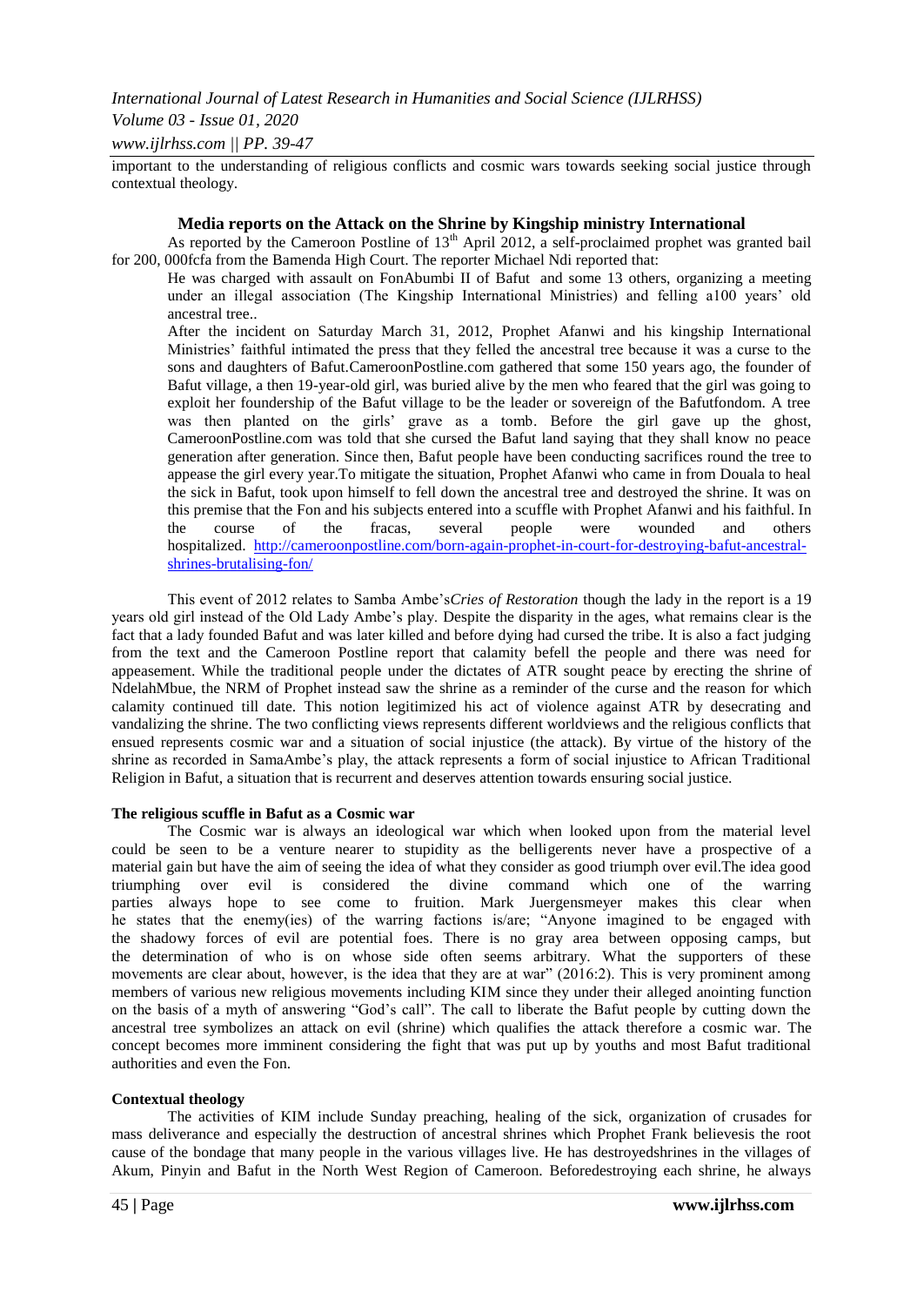important to the understanding of religious conflicts and cosmic wars towards seeking social justice through contextual theology.

## Media reports on the Attack on the Shrine by Kingship ministry International

As reported by the Cameroon Postline of 13th April 2012, a self-proclaimed prophet was granted bail for 200, 000fcfa from the Bamenda High Court. The reporter Michael Ndi reported that:

> He was charged with assault on FonAbumbi II of Bafut and some 13 others, organizing a meeting under an illegal association (The Kingship International Ministries) and felling a100 years' old ancestral tree..
>
> After the incident on Saturday March 31, 2012, Prophet Afanwi and his kingship International Ministries' faithful intimated the press that they felled the ancestral tree because it was a curse to the sons and daughters of Bafut.CameroonPostline.com gathered that some 150 years ago, the founder of Bafut village, a then 19-year-old girl, was buried alive by the men who feared that the girl was going to exploit her foundership of the Bafut village to be the leader or sovereign of the Bafutfondom. A tree was then planted on the girls' grave as a tomb. Before the girl gave up the ghost, CameroonPostline.com was told that she cursed the Bafut land saying that they shall know no peace generation after generation. Since then, Bafut people have been conducting sacrifices round the tree to appease the girl every year.To mitigate the situation, Prophet Afanwi who came in from Douala to heal the sick in Bafut, took upon himself to fell down the ancestral tree and destroyed the shrine. It was on this premise that the Fon and his subjects entered into a scuffle with Prophet Afanwi and his faithful. In the course of the fracas, several people were wounded and others hospitalized. http://cameroonpostline.com/born-again-prophet-in-court-for-destroying-bafut-ancestral-shrines-brutalising-fon/

This event of 2012 relates to Samba Ambe's*Cries of Restoration* though the lady in the report is a 19 years old girl instead of the Old Lady Ambe's play. Despite the disparity in the ages, what remains clear is the fact that a lady founded Bafut and was later killed and before dying had cursed the tribe. It is also a fact judging from the text and the Cameroon Postline report that calamity befell the people and there was need for appeasement. While the traditional people under the dictates of ATR sought peace by erecting the shrine of NdelahMbue, the NRM of Prophet instead saw the shrine as a reminder of the curse and the reason for which calamity continued till date. This notion legitimized his act of violence against ATR by desecrating and vandalizing the shrine. The two conflicting views represents different worldviews and the religious conflicts that ensued represents cosmic war and a situation of social injustice (the attack). By virtue of the history of the shrine as recorded in SamaAmbe's play, the attack represents a form of social injustice to African Traditional Religion in Bafut, a situation that is recurrent and deserves attention towards ensuring social justice.

### The religious scuffle in Bafut as a Cosmic war

The Cosmic war is always an ideological war which when looked upon from the material level could be seen to be a venture nearer to stupidity as the belligerents never have a prospective of a material gain but have the aim of seeing the idea of what they consider as good triumph over evil.The idea good triumphing over evil is considered the divine command which one of the warring parties always hope to see come to fruition. Mark Juergensmeyer makes this clear when he states that the enemy(ies) of the warring factions is/are; "Anyone imagined to be engaged with the shadowy forces of evil are potential foes. There is no gray area between opposing camps, but the determination of who is on whose side often seems arbitrary. What the supporters of these movements are clear about, however, is the idea that they are at war" (2016:2). This is very prominent among members of various new religious movements including KIM since they under their alleged anointing function on the basis of a myth of answering "God's call". The call to liberate the Bafut people by cutting down the ancestral tree symbolizes an attack on evil (shrine) which qualifies the attack therefore a cosmic war. The concept becomes more imminent considering the fight that was put up by youths and most Bafut traditional authorities and even the Fon.

### Contextual theology

The activities of KIM include Sunday preaching, healing of the sick, organization of crusades for mass deliverance and especially the destruction of ancestral shrines which Prophet Frank believesis the root cause of the bondage that many people in the various villages live. He has destroyedshrines in the villages of Akum, Pinyin and Bafut in the North West Region of Cameroon. Beforedestroying each shrine, he always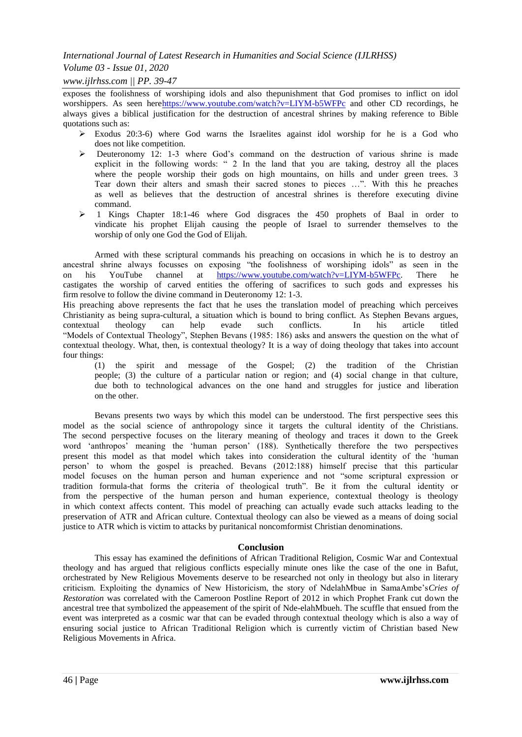exposes the foolishness of worshiping idols and also thepunishment that God promises to inflict on idol worshippers. As seen herehttps://www.youtube.com/watch?v=LIYM-b5WFPc and other CD recordings, he always gives a biblical justification for the destruction of ancestral shrines by making reference to Bible quotations such as:

- Exodus 20:3-6) where God warns the Israelites against idol worship for he is a God who does not like competition.
- Deuteronomy 12: 1-3 where God's command on the destruction of various shrine is made explicit in the following words: " 2 In the land that you are taking, destroy all the places where the people worship their gods on high mountains, on hills and under green trees. 3 Tear down their alters and smash their sacred stones to pieces …". With this he preaches as well as believes that the destruction of ancestral shrines is therefore executing divine command.
- 1 Kings Chapter 18:1-46 where God disgraces the 450 prophets of Baal in order to vindicate his prophet Elijah causing the people of Israel to surrender themselves to the worship of only one God the God of Elijah.

Armed with these scriptural commands his preaching on occasions in which he is to destroy an ancestral shrine always focusses on exposing "the foolishness of worshiping idols" as seen in the on his YouTube channel at https://www.youtube.com/watch?v=LIYM-b5WFPc. There he castigates the worship of carved entities the offering of sacrifices to such gods and expresses his firm resolve to follow the divine command in Deuteronomy 12: 1-3.

His preaching above represents the fact that he uses the translation model of preaching which perceives Christianity as being supra-cultural, a situation which is bound to bring conflict. As Stephen Bevans argues, contextual theology can help evade such conflicts. In his article titled "Models of Contextual Theology", Stephen Bevans (1985: 186) asks and answers the question on the what of contextual theology. What, then, is contextual theology? It is a way of doing theology that takes into account four things:

> (1) the spirit and message of the Gospel; (2) the tradition of the Christian people; (3) the culture of a particular nation or region; and (4) social change in that culture, due both to technological advances on the one hand and struggles for justice and liberation on the other.

Bevans presents two ways by which this model can be understood. The first perspective sees this model as the social science of anthropology since it targets the cultural identity of the Christians. The second perspective focuses on the literary meaning of theology and traces it down to the Greek word 'anthropos' meaning the 'human person' (188). Synthetically therefore the two perspectives present this model as that model which takes into consideration the cultural identity of the 'human person' to whom the gospel is preached. Bevans (2012:188) himself precise that this particular model focuses on the human person and human experience and not "some scriptural expression or tradition formula-that forms the criteria of theological truth". Be it from the cultural identity or from the perspective of the human person and human experience, contextual theology is theology in which context affects content. This model of preaching can actually evade such attacks leading to the preservation of ATR and African culture. Contextual theology can also be viewed as a means of doing social justice to ATR which is victim to attacks by puritanical noncomformist Christian denominations.

## Conclusion

This essay has examined the definitions of African Traditional Religion, Cosmic War and Contextual theology and has argued that religious conflicts especially minute ones like the case of the one in Bafut, orchestrated by New Religious Movements deserve to be researched not only in theology but also in literary criticism. Exploiting the dynamics of New Historicism, the story of NdelahMbue in SamaAmbe's*Cries of Restoration* was correlated with the Cameroon Postline Report of 2012 in which Prophet Frank cut down the ancestral tree that symbolized the appeasement of the spirit of Nde-elahMbueh. The scuffle that ensued from the event was interpreted as a cosmic war that can be evaded through contextual theology which is also a way of ensuring social justice to African Traditional Religion which is currently victim of Christian based New Religious Movements in Africa.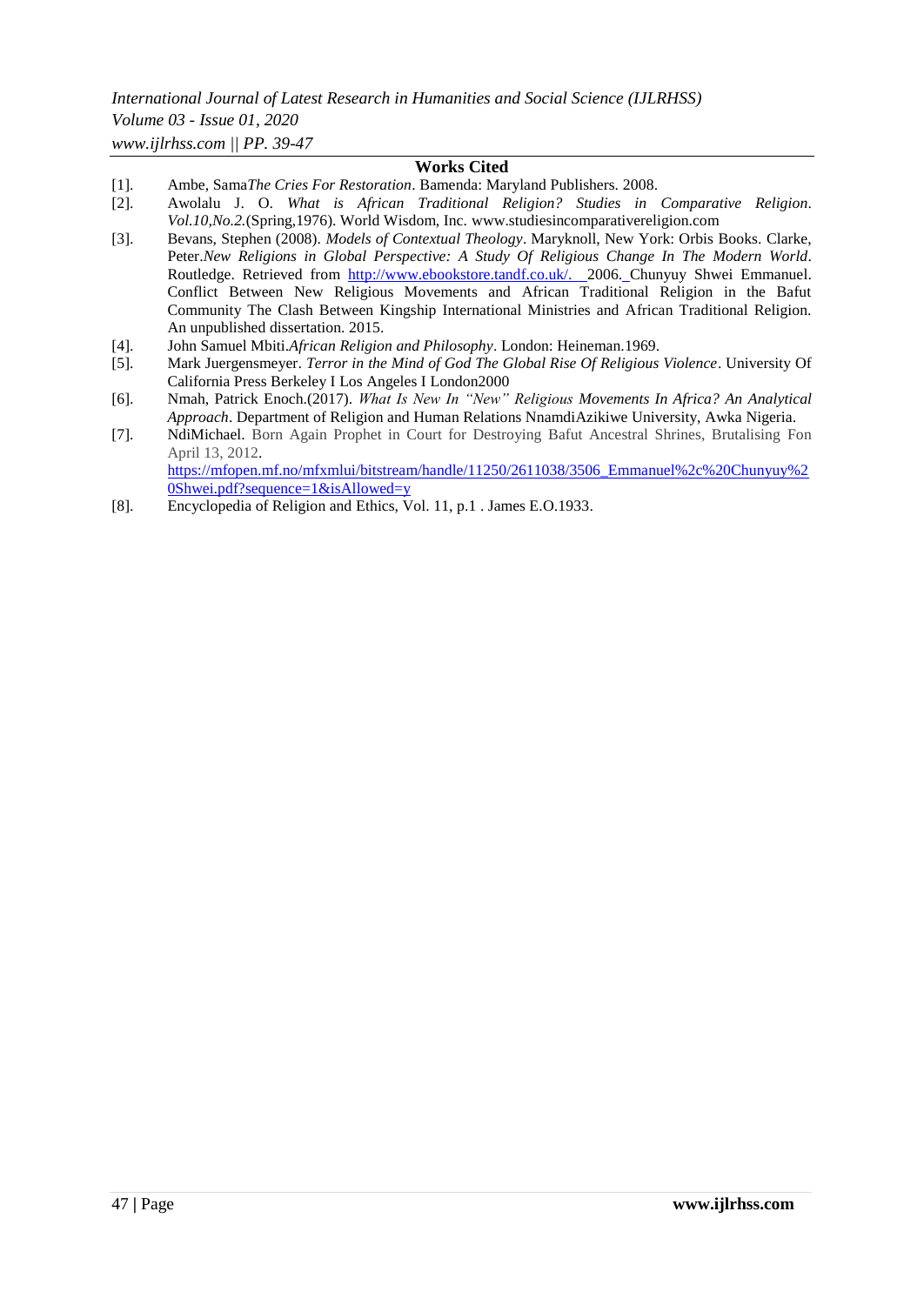## Works Cited

[1]. Ambe, Sama*The Cries For Restoration*. Bamenda: Maryland Publishers. 2008.

[2]. Awolalu J. O. *What is African Traditional Religion? Studies in Comparative Religion*. *Vol.10,No.2.*(Spring,1976). World Wisdom, Inc. www.studiesincomparativereligion.com

[3]. Bevans, Stephen (2008). *Models of Contextual Theology*. Maryknoll, New York: Orbis Books. Clarke, Peter.*New Religions in Global Perspective: A Study Of Religious Change In The Modern World*. Routledge. Retrieved from http://www.ebookstore.tandf.co.uk/. 2006. Chunyuy Shwei Emmanuel. Conflict Between New Religious Movements and African Traditional Religion in the Bafut Community The Clash Between Kingship International Ministries and African Traditional Religion. An unpublished dissertation. 2015.

[4]. John Samuel Mbiti.*African Religion and Philosophy*. London: Heineman.1969.

[5]. Mark Juergensmeyer. *Terror in the Mind of God The Global Rise Of Religious Violence*. University Of California Press Berkeley I Los Angeles I London2000

[6]. Nmah, Patrick Enoch.(2017). *What Is New In "New" Religious Movements In Africa? An Analytical Approach*. Department of Religion and Human Relations NnamdiAzikiwe University, Awka Nigeria.

[7]. NdiMichael. Born Again Prophet in Court for Destroying Bafut Ancestral Shrines, Brutalising Fon April 13, 2012. https://mfopen.mf.no/mfxmlui/bitstream/handle/11250/2611038/3506_Emmanuel%2c%20Chunyuy%20Shwei.pdf?sequence=1&isAllowed=y

[8]. Encyclopedia of Religion and Ethics, Vol. 11, p.1 . James E.O.1933.